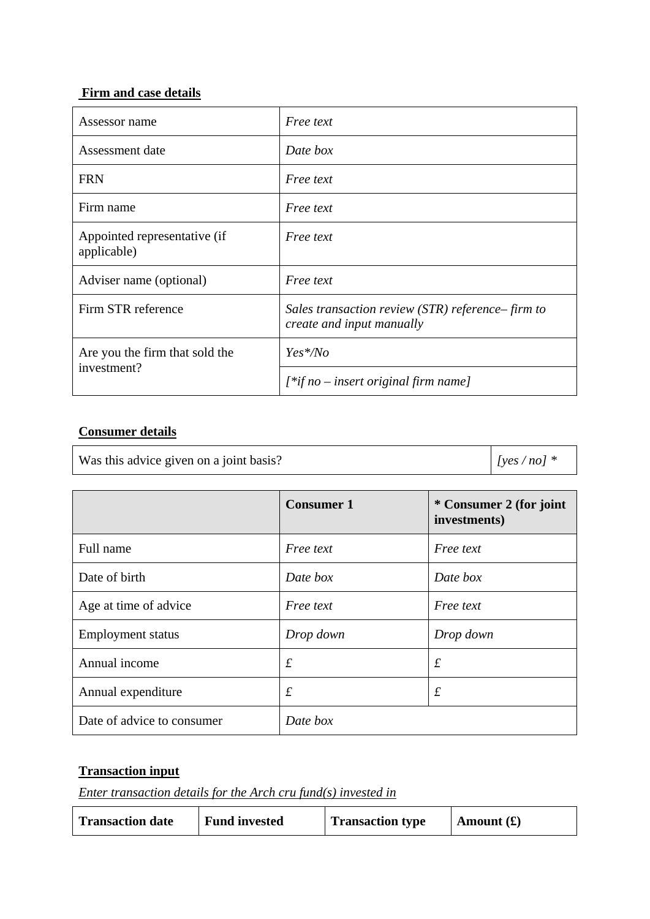**Firm and case details**

| Assessor name | *Free text* |
|---|---|
| Assessment date | *Date box* |
| FRN | *Free text* |
| Firm name | *Free text* |
| Appointed representative (if applicable) | *Free text* |
| Adviser name (optional) | *Free text* |
| Firm STR reference | *Sales transaction review (STR) reference– firm to create and input manually* |
| Are you the firm that sold the investment? | *Yes*/No* |
| | *[*if no – insert original firm name]* |

**Consumer details**

| Was this advice given on a joint basis? | *[yes / no] ** |
|---|---|

| | **Consumer 1** | *** Consumer 2 (for joint investments)** |
|---|---|---|
| Full name | *Free text* | *Free text* |
| Date of birth | *Date box* | *Date box* |
| Age at time of advice | *Free text* | *Free text* |
| Employment status | *Drop down* | *Drop down* |
| Annual income | £ | £ |
| Annual expenditure | £ | £ |
| Date of advice to consumer | *Date box* | |

**Transaction input**

*Enter transaction details for the Arch cru fund(s) invested in*

| **Transaction date** | **Fund invested** | **Transaction type** | **Amount (£)** |
|---|---|---|---|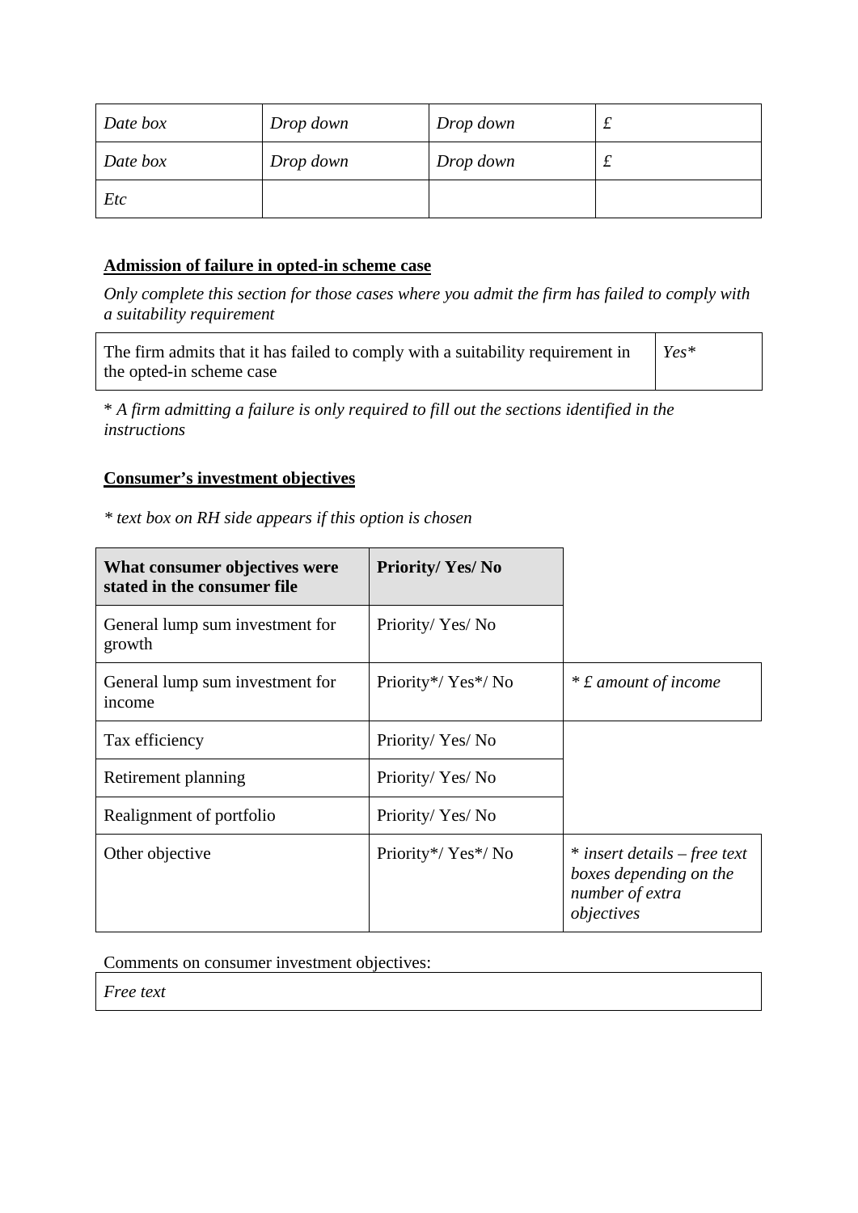| *Date box* | *Drop down* | *Drop down* | £ |
|---|---|---|---|
| *Date box* | *Drop down* | *Drop down* | £ |
| *Etc* | | | |

**Admission of failure in opted-in scheme case**

*Only complete this section for those cases where you admit the firm has failed to comply with a suitability requirement*

| The firm admits that it has failed to comply with a suitability requirement in the opted-in scheme case | *Yes** |
|---|---|

* *A firm admitting a failure is only required to fill out the sections identified in the instructions*

**Consumer's investment objectives**

** text box on RH side appears if this option is chosen*

| **What consumer objectives were stated in the consumer file** | **Priority/ Yes/ No** | |
|---|---|---|
| General lump sum investment for growth | Priority/ Yes/ No | |
| General lump sum investment for income | Priority*/ Yes*/ No | * *£ amount of income* |
| Tax efficiency | Priority/ Yes/ No | |
| Retirement planning | Priority/ Yes/ No | |
| Realignment of portfolio | Priority/ Yes/ No | |
| Other objective | Priority*/ Yes*/ No | * *insert details – free text boxes depending on the number of extra objectives* |

Comments on consumer investment objectives:

| *Free text* |
|---|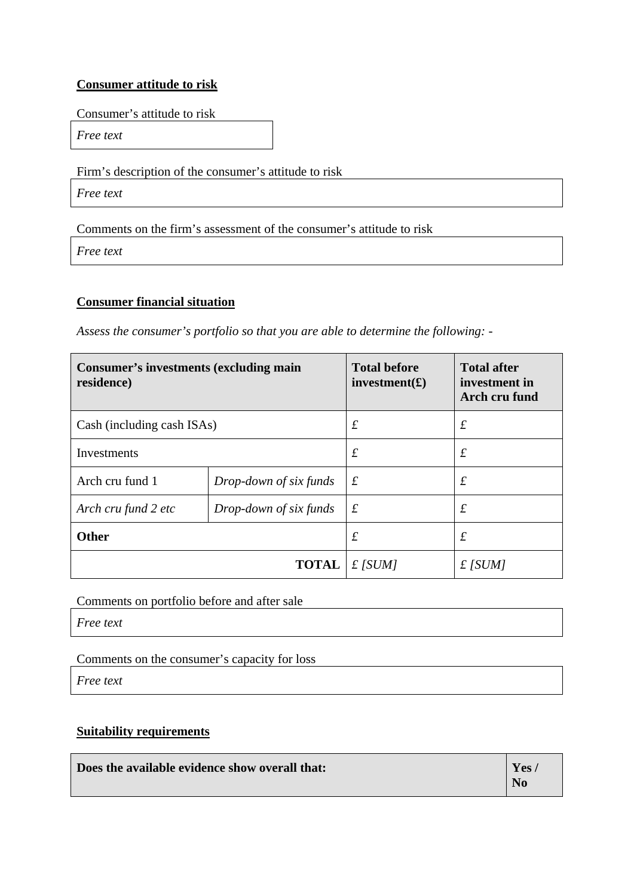**Consumer attitude to risk**

Consumer's attitude to risk

| *Free text* |
|---|

Firm's description of the consumer's attitude to risk

| *Free text* |
|---|

Comments on the firm's assessment of the consumer's attitude to risk

| *Free text* |
|---|

**Consumer financial situation**

*Assess the consumer's portfolio so that you are able to determine the following: -*

| **Consumer's investments (excluding main residence)** | | **Total before investment(£)** | **Total after investment in Arch cru fund** |
|---|---|---|---|
| Cash (including cash ISAs) | | £ | £ |
| Investments | | £ | £ |
| Arch cru fund 1 | *Drop-down of six funds* | £ | £ |
| *Arch cru fund 2 etc* | *Drop-down of six funds* | £ | £ |
| **Other** | | £ | £ |
| | **TOTAL** | *£ [SUM]* | *£ [SUM]* |

Comments on portfolio before and after sale

| *Free text* |
|---|

Comments on the consumer's capacity for loss

| *Free text* |
|---|

**Suitability requirements**

| **Does the available evidence show overall that:** | **Yes / No** |
|---|---|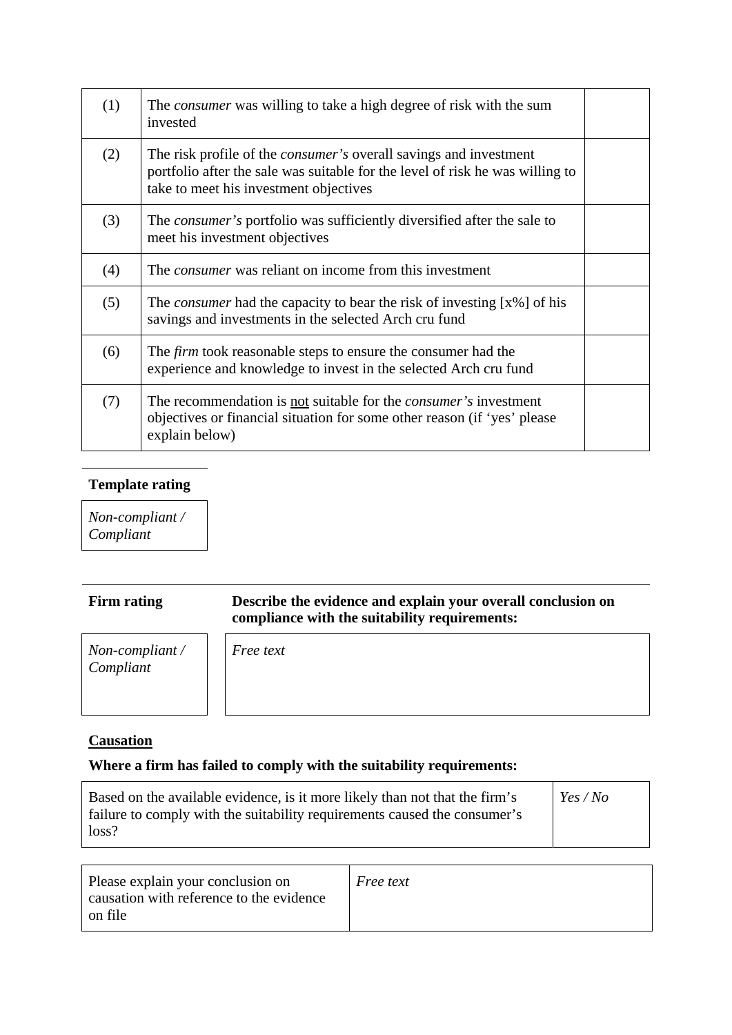| | | |
|---|---|---|
| (1) | The *consumer* was willing to take a high degree of risk with the sum invested | |
| (2) | The risk profile of the *consumer's* overall savings and investment portfolio after the sale was suitable for the level of risk he was willing to take to meet his investment objectives | |
| (3) | The *consumer's* portfolio was sufficiently diversified after the sale to meet his investment objectives | |
| (4) | The *consumer* was reliant on income from this investment | |
| (5) | The *consumer* had the capacity to bear the risk of investing [x%] of his savings and investments in the selected Arch cru fund | |
| (6) | The *firm* took reasonable steps to ensure the consumer had the experience and knowledge to invest in the selected Arch cru fund | |
| (7) | The recommendation is <u>not</u> suitable for the *consumer's* investment objectives or financial situation for some other reason (if 'yes' please explain below) | |

**Template rating**

| *Non-compliant / Compliant* |
|---|

| **Firm rating** | **Describe the evidence and explain your overall conclusion on compliance with the suitability requirements:** |
|---|---|
| *Non-compliant / Compliant* | *Free text* |

**<u>Causation</u>**

**Where a firm has failed to comply with the suitability requirements:**

| | |
|---|---|
| Based on the available evidence, is it more likely than not that the firm's failure to comply with the suitability requirements caused the consumer's loss? | *Yes / No* |

| | |
|---|---|
| Please explain your conclusion on causation with reference to the evidence on file | *Free text* |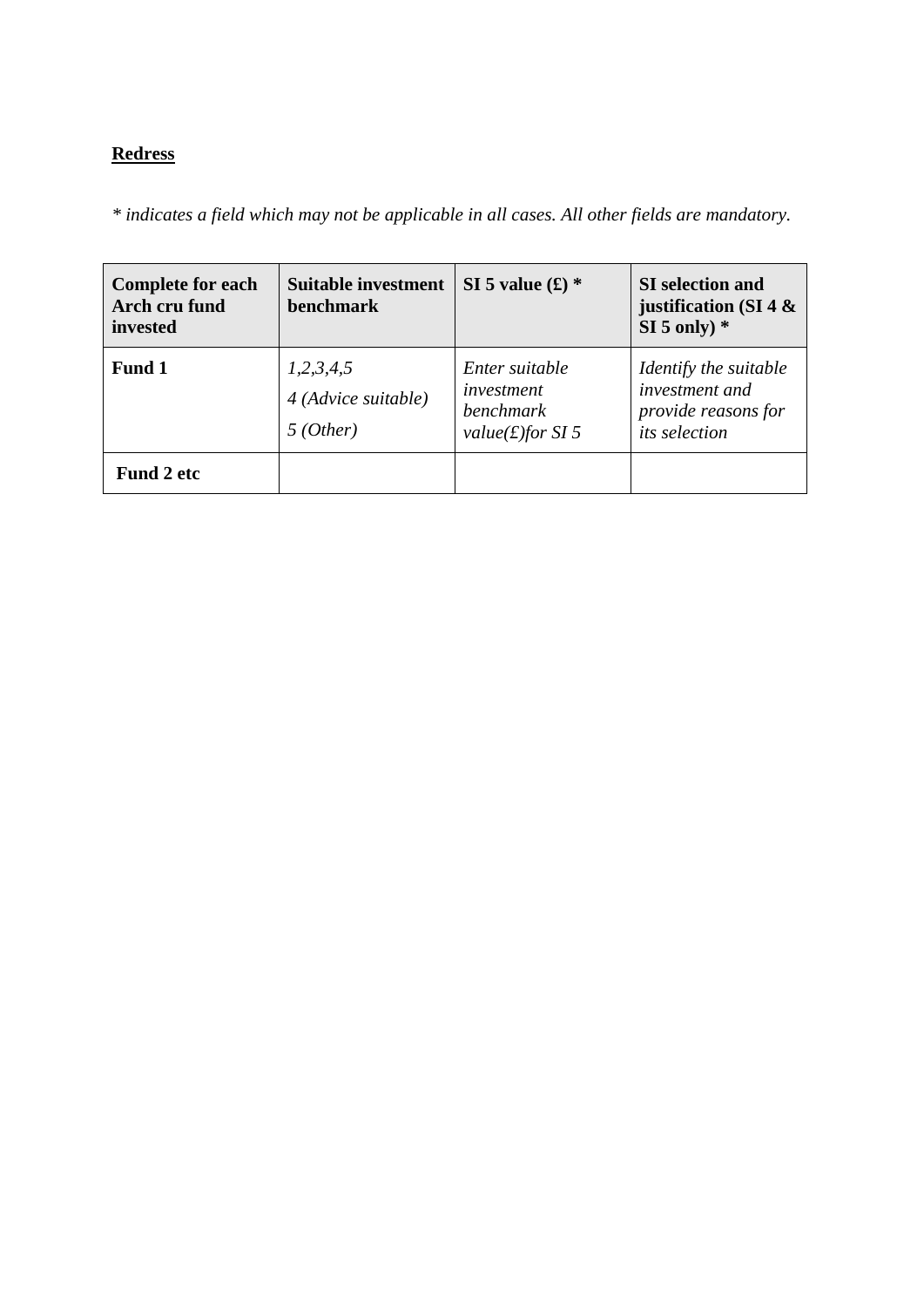**Redress**

*\* indicates a field which may not be applicable in all cases. All other fields are mandatory.*

| Complete for each Arch cru fund invested | Suitable investment benchmark | SI 5 value (£) * | SI selection and justification (SI 4 & SI 5 only) * |
|---|---|---|---|
| **Fund 1** | *1,2,3,4,5*<br>*4 (Advice suitable)*<br>*5 (Other)* | *Enter suitable investment benchmark value(£)for SI 5* | *Identify the suitable investment and provide reasons for its selection* |
| **Fund 2 etc** | | | |